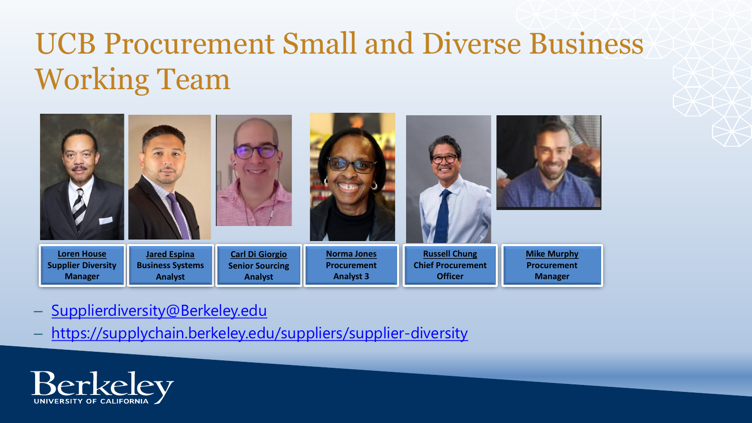# UCB Procurement Small and Diverse Business Working Team

| Loren House | Jared Espina | Carl Di Giorgio | Norma Jones | Russell Chung | Mike Murphy |
|---|---|---|---|---|---|
| Supplier Diversity Manager | Business Systems Analyst | Senior Sourcing Analyst | Procurement Analyst 3 | Chief Procurement Officer | Procurement Manager |

- Supplierdiversity@Berkeley.edu
- https://supplychain.berkeley.edu/suppliers/supplier-diversity

Berkeley
UNIVERSITY OF CALIFORNIA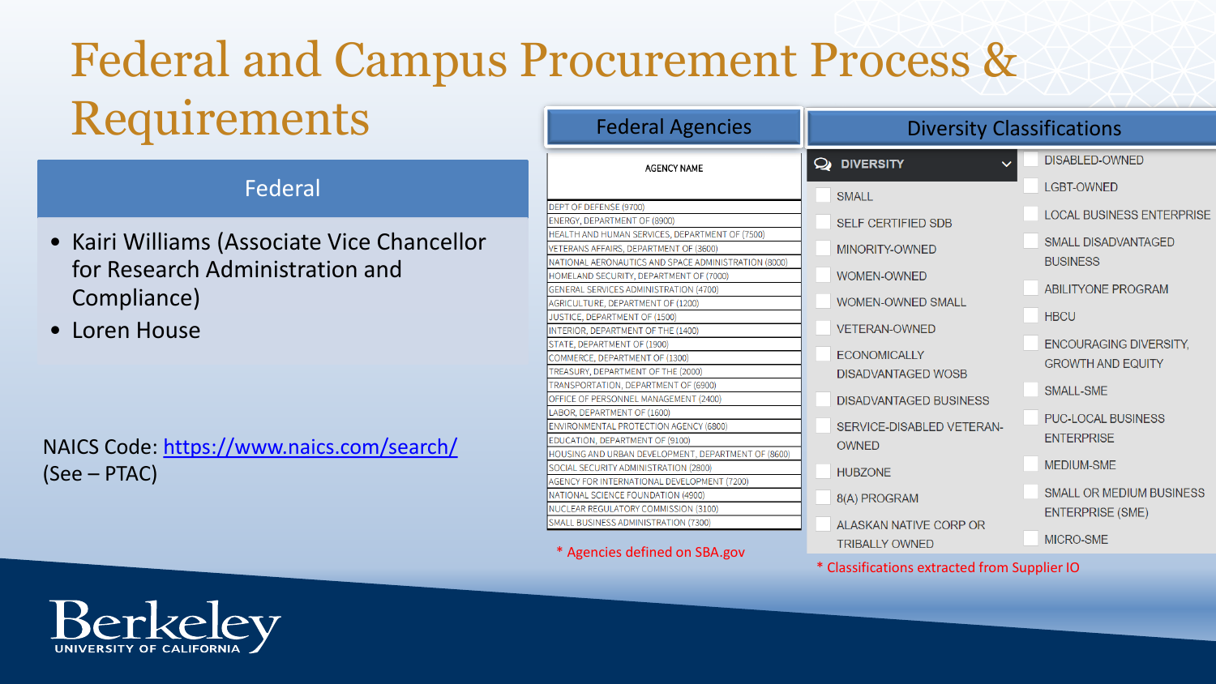# Federal and Campus Procurement Process & Requirements

## Federal

- Kairi Williams (Associate Vice Chancellor for Research Administration and Compliance)
- Loren House

NAICS Code: https://www.naics.com/search/ (See – PTAC)

## Federal Agencies

| AGENCY NAME |
|---|
| DEPT OF DEFENSE (9700) |
| ENERGY, DEPARTMENT OF (8900) |
| HEALTH AND HUMAN SERVICES, DEPARTMENT OF (7500) |
| VETERANS AFFAIRS, DEPARTMENT OF (3600) |
| NATIONAL AERONAUTICS AND SPACE ADMINISTRATION (8000) |
| HOMELAND SECURITY, DEPARTMENT OF (7000) |
| GENERAL SERVICES ADMINISTRATION (4700) |
| AGRICULTURE, DEPARTMENT OF (1200) |
| JUSTICE, DEPARTMENT OF (1500) |
| INTERIOR, DEPARTMENT OF THE (1400) |
| STATE, DEPARTMENT OF (1900) |
| COMMERCE, DEPARTMENT OF (1300) |
| TREASURY, DEPARTMENT OF THE (2000) |
| TRANSPORTATION, DEPARTMENT OF (6900) |
| OFFICE OF PERSONNEL MANAGEMENT (2400) |
| LABOR, DEPARTMENT OF (1600) |
| ENVIRONMENTAL PROTECTION AGENCY (6800) |
| EDUCATION, DEPARTMENT OF (9100) |
| HOUSING AND URBAN DEVELOPMENT, DEPARTMENT OF (8600) |
| SOCIAL SECURITY ADMINISTRATION (2800) |
| AGENCY FOR INTERNATIONAL DEVELOPMENT (7200) |
| NATIONAL SCIENCE FOUNDATION (4900) |
| NUCLEAR REGULATORY COMMISSION (3100) |
| SMALL BUSINESS ADMINISTRATION (7300) |

* Agencies defined on SBA.gov

## Diversity Classifications

**DIVERSITY**

- SMALL
- SELF CERTIFIED SDB
- MINORITY-OWNED
- WOMEN-OWNED
- WOMEN-OWNED SMALL
- VETERAN-OWNED
- ECONOMICALLY DISADVANTAGED WOSB
- DISADVANTAGED BUSINESS
- SERVICE-DISABLED VETERAN-OWNED
- HUBZONE
- 8(A) PROGRAM
- ALASKAN NATIVE CORP OR TRIBALLY OWNED
- DISABLED-OWNED
- LGBT-OWNED
- LOCAL BUSINESS ENTERPRISE
- SMALL DISADVANTAGED BUSINESS
- ABILITYONE PROGRAM
- HBCU
- ENCOURAGING DIVERSITY, GROWTH AND EQUITY
- SMALL-SME
- PUC-LOCAL BUSINESS ENTERPRISE
- MEDIUM-SME
- SMALL OR MEDIUM BUSINESS ENTERPRISE (SME)
- MICRO-SME

* Classifications extracted from Supplier IO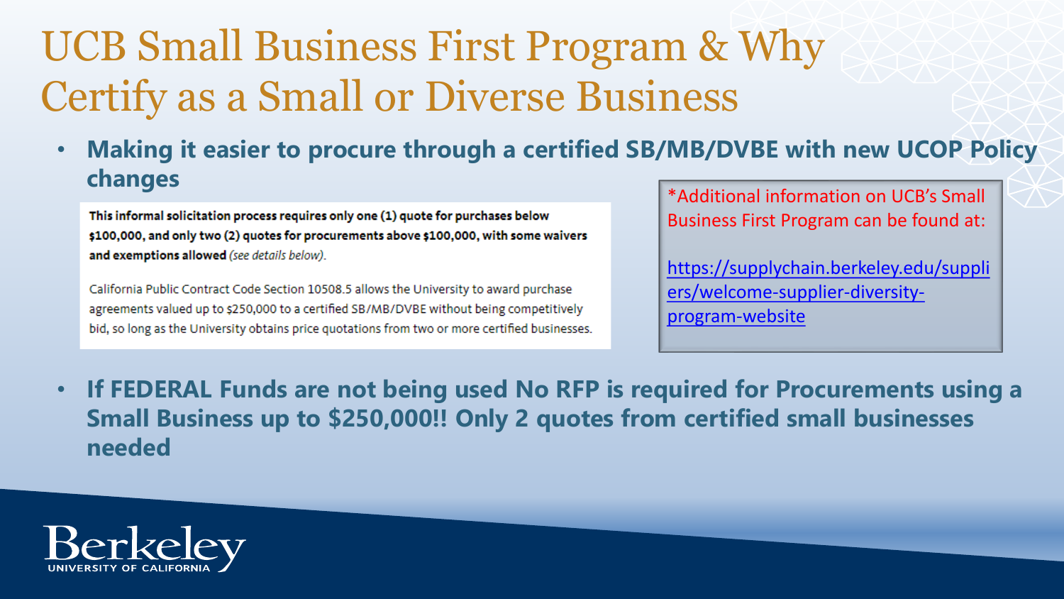# UCB Small Business First Program & Why Certify as a Small or Diverse Business

- **Making it easier to procure through a certified SB/MB/DVBE with new UCOP Policy changes**

**This informal solicitation process requires only one (1) quote for purchases below $100,000, and only two (2) quotes for procurements above $100,000, with some waivers and exemptions allowed** *(see details below)*.

California Public Contract Code Section 10508.5 allows the University to award purchase agreements valued up to $250,000 to a certified SB/MB/DVBE without being competitively bid, so long as the University obtains price quotations from two or more certified businesses.

*Additional information on UCB's Small Business First Program can be found at:

https://supplychain.berkeley.edu/suppliers/welcome-supplier-diversity-program-website

- **If FEDERAL Funds are not being used No RFP is required for Procurements using a Small Business up to $250,000!! Only 2 quotes from certified small businesses needed**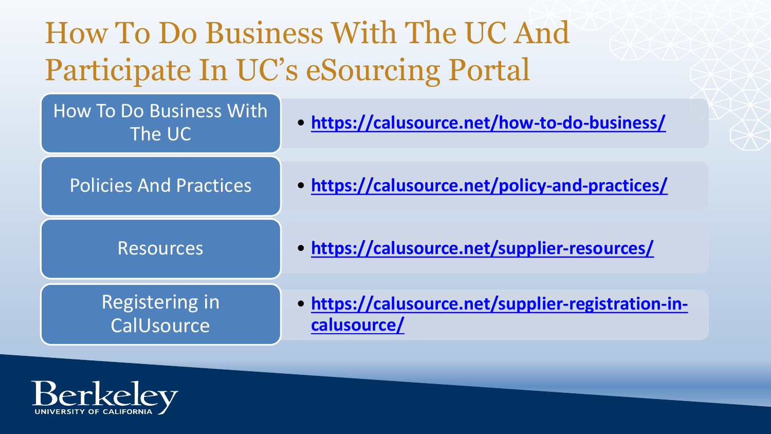# How To Do Business With The UC And Participate In UC's eSourcing Portal

| | |
|---|---|
| How To Do Business With The UC | • https://calusource.net/how-to-do-business/ |
| Policies And Practices | • https://calusource.net/policy-and-practices/ |
| Resources | • https://calusource.net/supplier-resources/ |
| Registering in CalUsource | • https://calusource.net/supplier-registration-in-calusource/ |

Berkeley
UNIVERSITY OF CALIFORNIA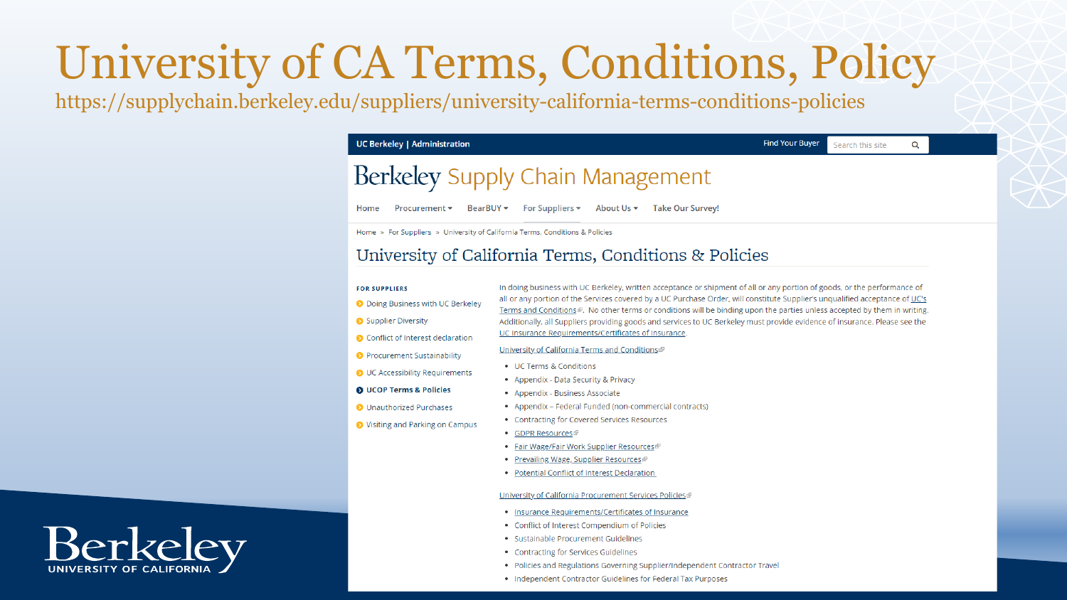# University of CA Terms, Conditions, Policy

https://supplychain.berkeley.edu/suppliers/university-california-terms-conditions-policies

UC Berkeley | Administration

Find Your Buyer

Search this site

# Berkeley Supply Chain Management

Home | Procurement | BearBUY | For Suppliers | About Us | Take Our Survey!

Home » For Suppliers » University of California Terms, Conditions & Policies

## University of California Terms, Conditions & Policies

**FOR SUPPLIERS**

- Doing Business with UC Berkeley
- Supplier Diversity
- Conflict of Interest declaration
- Procurement Sustainability
- UC Accessibility Requirements
- **UCOP Terms & Policies**
- Unauthorized Purchases
- Visiting and Parking on Campus

In doing business with UC Berkeley, written acceptance or shipment of all or any portion of goods, or the performance of all or any portion of the Services covered by a UC Purchase Order, will constitute Supplier's unqualified acceptance of UC's Terms and Conditions. No other terms or conditions will be binding upon the parties unless accepted by them in writing. Additionally, all Suppliers providing goods and services to UC Berkeley must provide evidence of insurance. Please see the UC Insurance Requirements/Certificates of Insurance.

University of California Terms and Conditions

- UC Terms & Conditions
- Appendix - Data Security & Privacy
- Appendix - Business Associate
- Appendix – Federal Funded (non-commercial contracts)
- Contracting for Covered Services Resources
- GDPR Resources
- Fair Wage/Fair Work Supplier Resources
- Prevailing Wage, Supplier Resources
- Potential Conflict of Interest Declaration

University of California Procurement Services Policies

- Insurance Requirements/Certificates of Insurance
- Conflict of Interest Compendium of Policies
- Sustainable Procurement Guidelines
- Contracting for Services Guidelines
- Policies and Regulations Governing Supplier/Independent Contractor Travel
- Independent Contractor Guidelines for Federal Tax Purposes

Berkeley
UNIVERSITY OF CALIFORNIA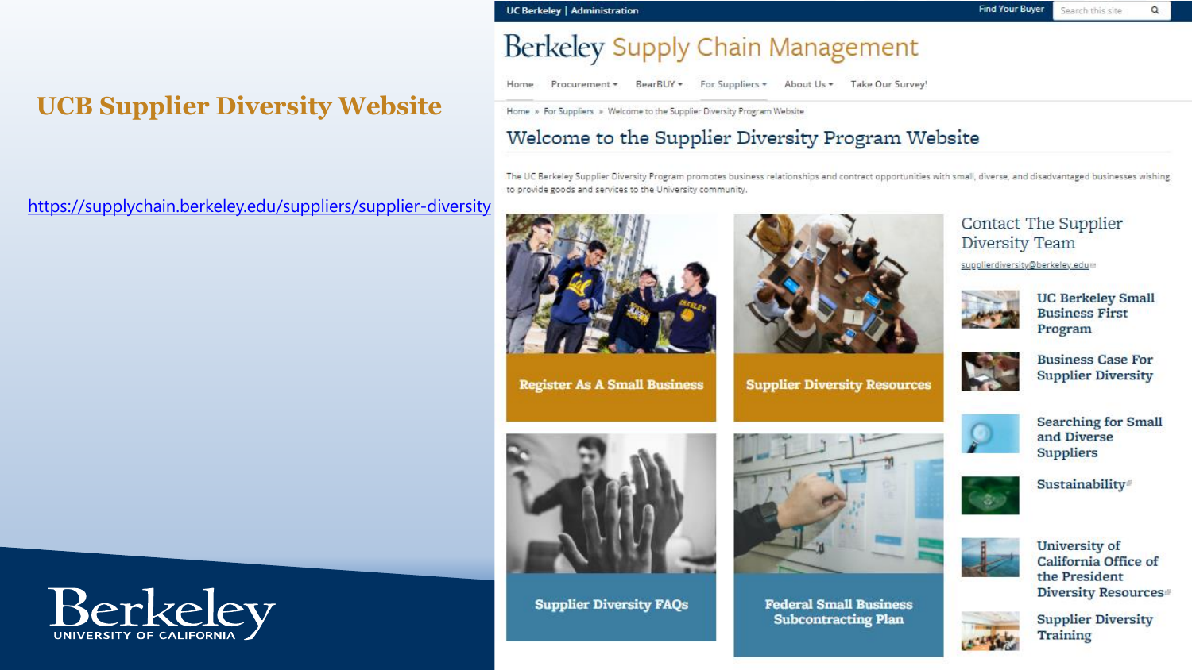# UCB Supplier Diversity Website

https://supplychain.berkeley.edu/suppliers/supplier-diversity

UC Berkeley | Administration

Find Your Buyer

Search this site

Berkeley Supply Chain Management

Home | Procurement | BearBUY | For Suppliers | About Us | Take Our Survey!

Home » For Suppliers » Welcome to the Supplier Diversity Program Website

## Welcome to the Supplier Diversity Program Website

The UC Berkeley Supplier Diversity Program promotes business relationships and contract opportunities with small, diverse, and disadvantaged businesses wishing to provide goods and services to the University community.

- Register As A Small Business
- Supplier Diversity Resources
- Supplier Diversity FAQs
- Federal Small Business Subcontracting Plan

### Contact The Supplier Diversity Team

supplierdiversity@berkeley.edu

- UC Berkeley Small Business First Program
- Business Case For Supplier Diversity
- Searching for Small and Diverse Suppliers
- Sustainability
- University of California Office of the President Diversity Resources
- Supplier Diversity Training

Berkeley
UNIVERSITY OF CALIFORNIA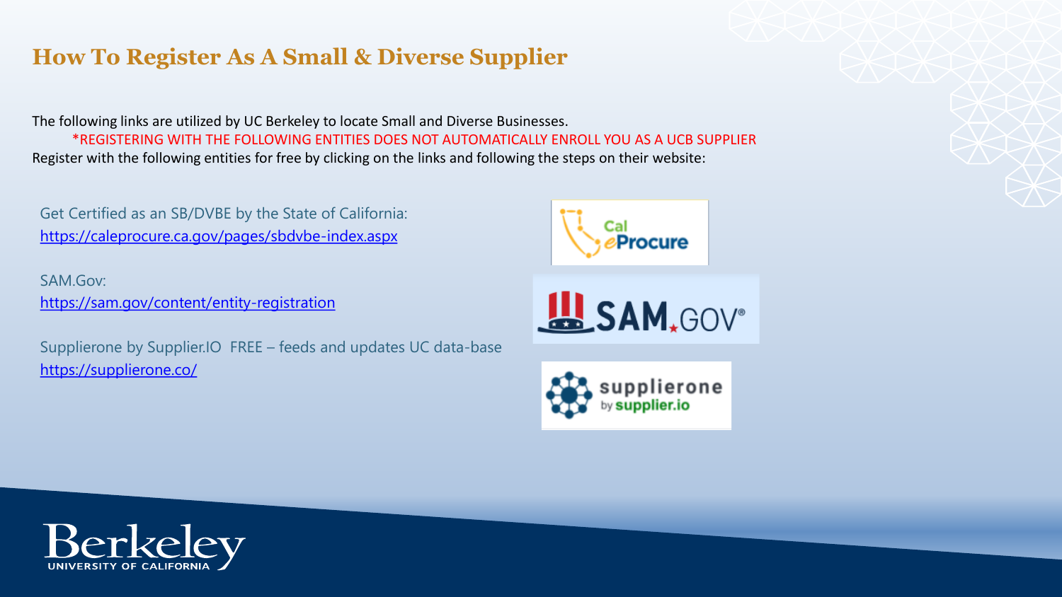# How To Register As A Small & Diverse Supplier

The following links are utilized by UC Berkeley to locate Small and Diverse Businesses.

*REGISTERING WITH THE FOLLOWING ENTITIES DOES NOT AUTOMATICALLY ENROLL YOU AS A UCB SUPPLIER

Register with the following entities for free by clicking on the links and following the steps on their website:

Get Certified as an SB/DVBE by the State of California:
https://caleprocure.ca.gov/pages/sbdvbe-index.aspx

SAM.Gov:
https://sam.gov/content/entity-registration

Supplierone by Supplier.IO FREE – feeds and updates UC data-base
https://supplierone.co/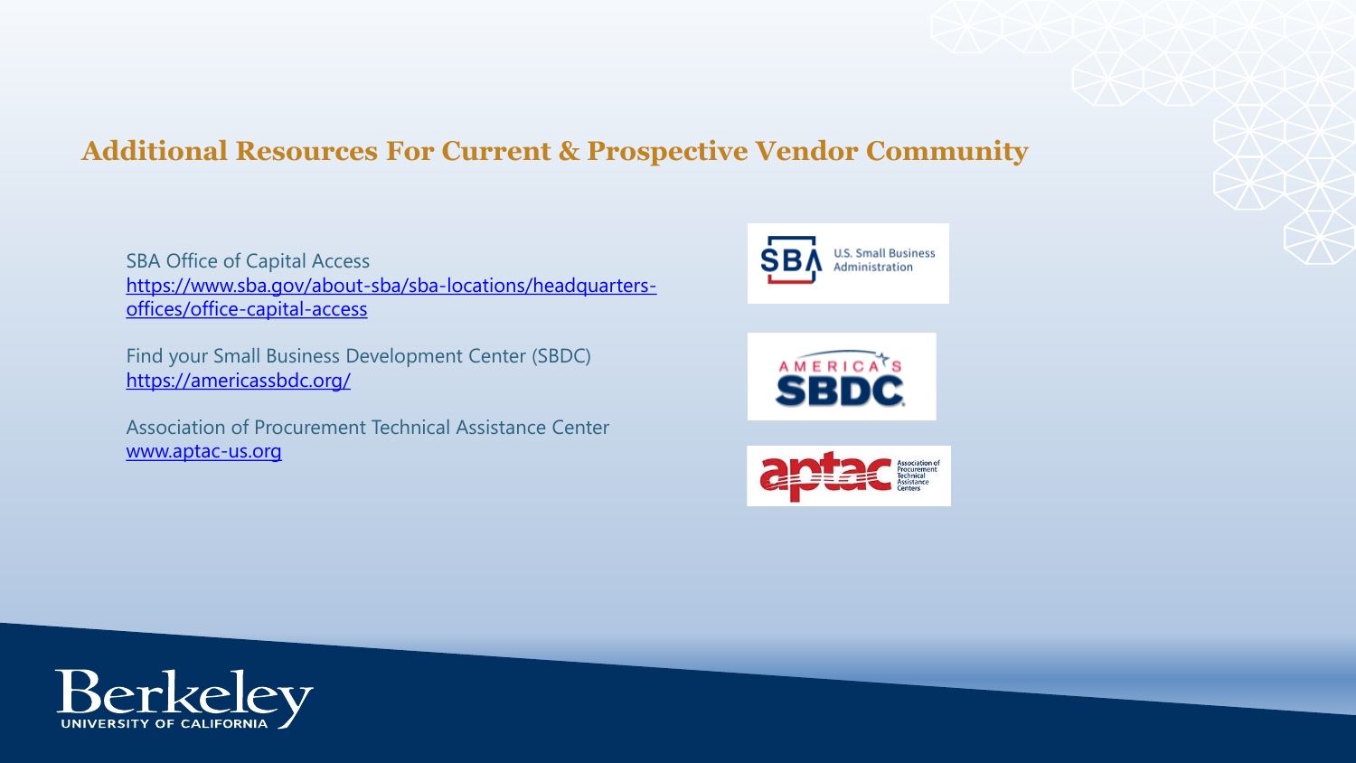## Additional Resources For Current & Prospective Vendor Community

SBA Office of Capital Access
https://www.sba.gov/about-sba/sba-locations/headquarters-offices/office-capital-access

Find your Small Business Development Center (SBDC)
https://americassbdc.org/

Association of Procurement Technical Assistance Center
www.aptac-us.org